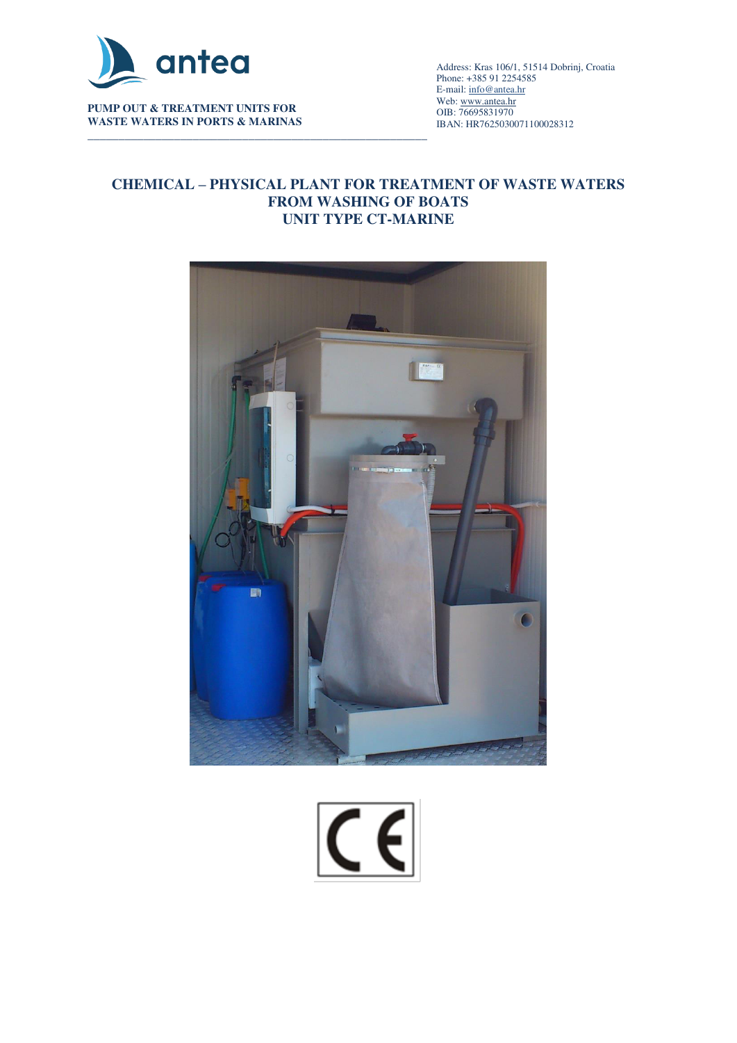**PUMP OUT & TREATMENT UNITS FOR WASTE WATERS IN PORTS & MARINAS**

Address: Kras 106/1, 51514 Dobrinj, Croatia
Phone: +385 91 2254585
E-mail: info@antea.hr
Web: www.antea.hr
OIB: 76695831970
IBAN: HR7625030071100028312

# CHEMICAL – PHYSICAL PLANT FOR TREATMENT OF WASTE WATERS FROM WASHING OF BOATS
# UNIT TYPE CT-MARINE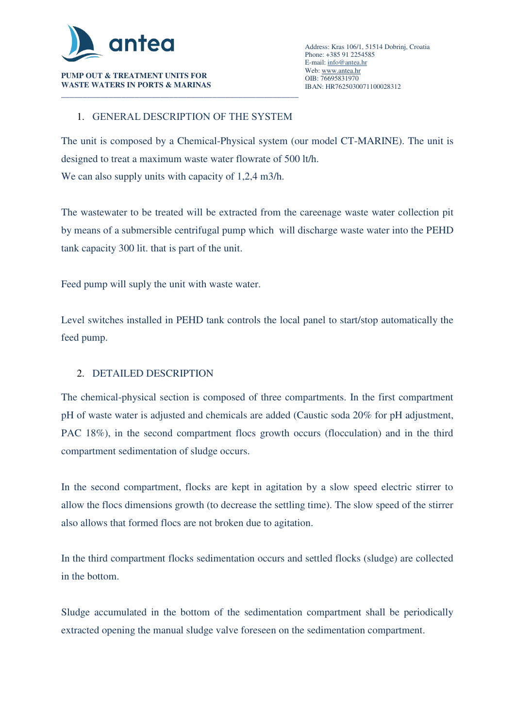## 1. GENERAL DESCRIPTION OF THE SYSTEM

The unit is composed by a Chemical-Physical system (our model CT-MARINE). The unit is designed to treat a maximum waste water flowrate of 500 lt/h.
We can also supply units with capacity of 1,2,4 m3/h.

The wastewater to be treated will be extracted from the careenage waste water collection pit by means of a submersible centrifugal pump which will discharge waste water into the PEHD tank capacity 300 lit. that is part of the unit.

Feed pump will suply the unit with waste water.

Level switches installed in PEHD tank controls the local panel to start/stop automatically the feed pump.

## 2. DETAILED DESCRIPTION

The chemical-physical section is composed of three compartments. In the first compartment pH of waste water is adjusted and chemicals are added (Caustic soda 20% for pH adjustment, PAC 18%), in the second compartment flocs growth occurs (flocculation) and in the third compartment sedimentation of sludge occurs.

In the second compartment, flocks are kept in agitation by a slow speed electric stirrer to allow the flocs dimensions growth (to decrease the settling time). The slow speed of the stirrer also allows that formed flocs are not broken due to agitation.

In the third compartment flocks sedimentation occurs and settled flocks (sludge) are collected in the bottom.

Sludge accumulated in the bottom of the sedimentation compartment shall be periodically extracted opening the manual sludge valve foreseen on the sedimentation compartment.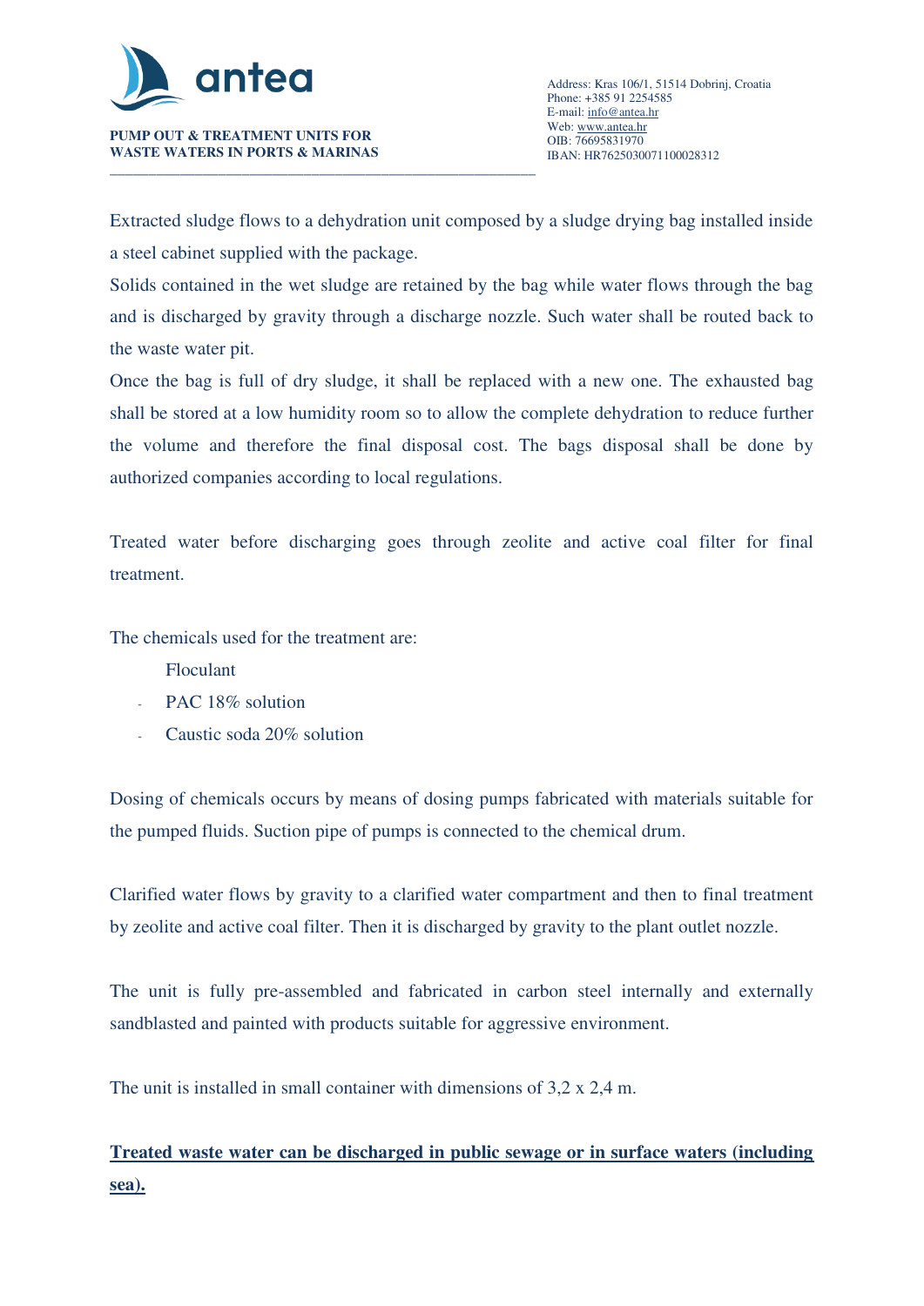Extracted sludge flows to a dehydration unit composed by a sludge drying bag installed inside a steel cabinet supplied with the package.

Solids contained in the wet sludge are retained by the bag while water flows through the bag and is discharged by gravity through a discharge nozzle. Such water shall be routed back to the waste water pit.

Once the bag is full of dry sludge, it shall be replaced with a new one. The exhausted bag shall be stored at a low humidity room so to allow the complete dehydration to reduce further the volume and therefore the final disposal cost. The bags disposal shall be done by authorized companies according to local regulations.

Treated water before discharging goes through zeolite and active coal filter for final treatment.

The chemicals used for the treatment are:

- Floculant
- PAC 18% solution
- Caustic soda 20% solution

Dosing of chemicals occurs by means of dosing pumps fabricated with materials suitable for the pumped fluids. Suction pipe of pumps is connected to the chemical drum.

Clarified water flows by gravity to a clarified water compartment and then to final treatment by zeolite and active coal filter. Then it is discharged by gravity to the plant outlet nozzle.

The unit is fully pre-assembled and fabricated in carbon steel internally and externally sandblasted and painted with products suitable for aggressive environment.

The unit is installed in small container with dimensions of 3,2 x 2,4 m.

**Treated waste water can be discharged in public sewage or in surface waters (including sea).**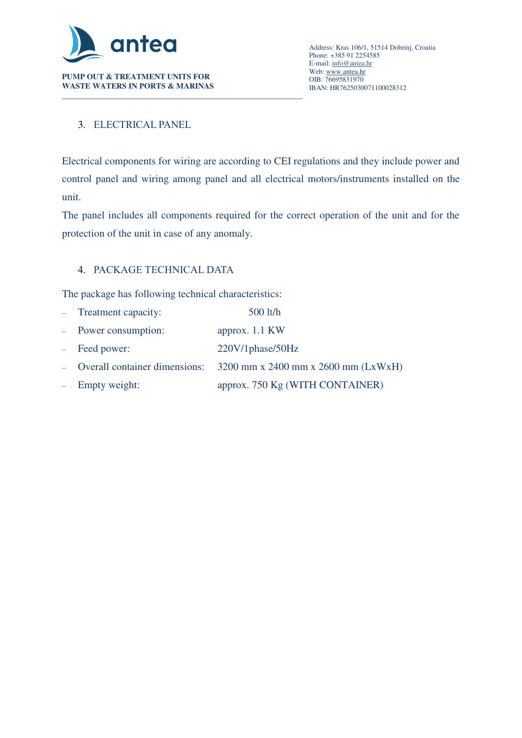## 3. ELECTRICAL PANEL

Electrical components for wiring are according to CEI regulations and they include power and control panel and wiring among panel and all electrical motors/instruments installed on the unit.

The panel includes all components required for the correct operation of the unit and for the protection of the unit in case of any anomaly.

## 4. PACKAGE TECHNICAL DATA

The package has following technical characteristics:

- Treatment capacity: 500 lt/h
- Power consumption: approx. 1.1 KW
- Feed power: 220V/1phase/50Hz
- Overall container dimensions: 3200 mm x 2400 mm x 2600 mm (LxWxH)
- Empty weight: approx. 750 Kg (WITH CONTAINER)